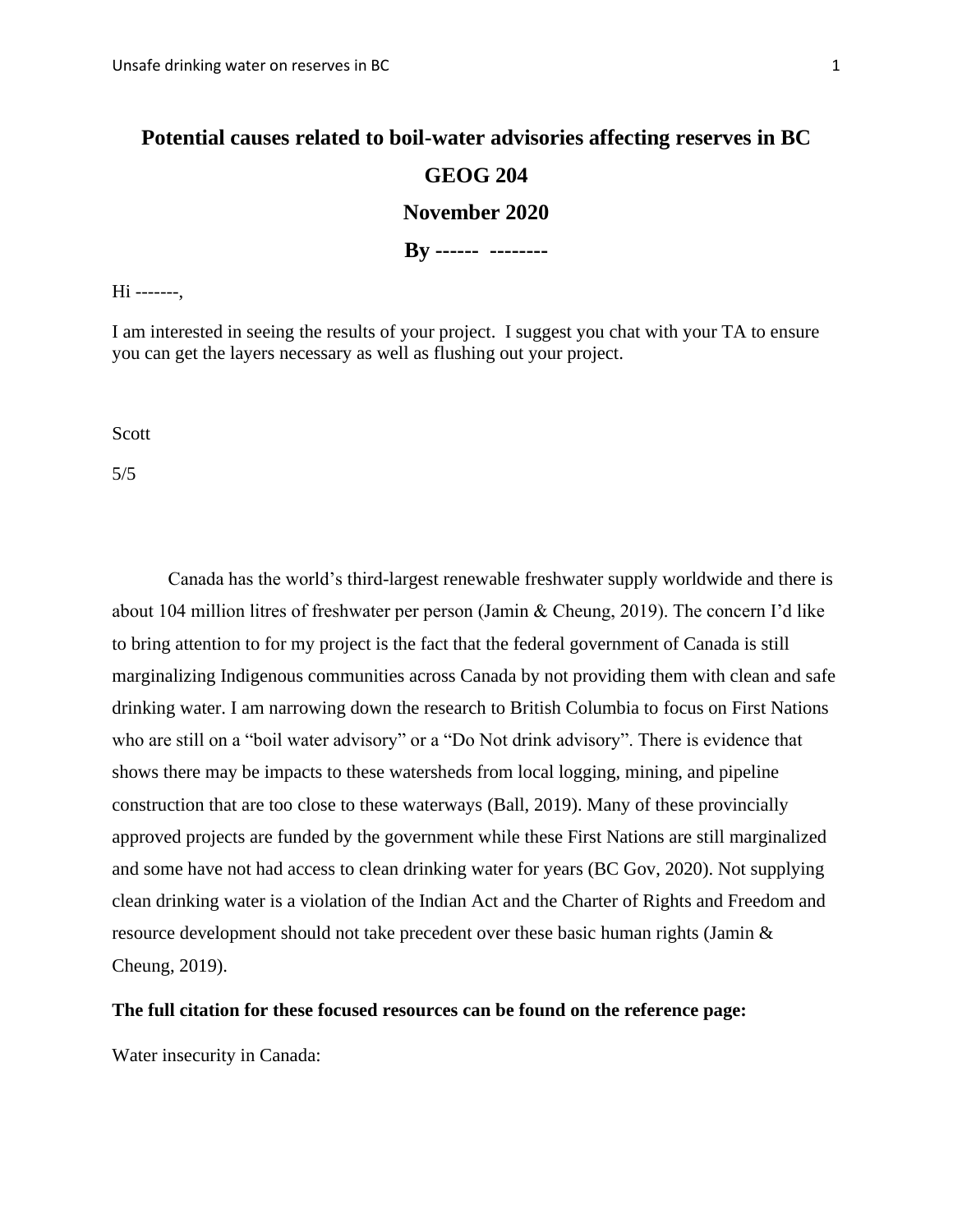**Potential causes related to boil-water advisories affecting reserves in BC**

**GEOG 204**

**November 2020**

**By ------ --------**

Hi -------,

I am interested in seeing the results of your project. I suggest you chat with your TA to ensure you can get the layers necessary as well as flushing out your project.

Scott

5/5

Canada has the world's third-largest renewable freshwater supply worldwide and there is about 104 million litres of freshwater per person (Jamin & Cheung, 2019). The concern I'd like to bring attention to for my project is the fact that the federal government of Canada is still marginalizing Indigenous communities across Canada by not providing them with clean and safe drinking water. I am narrowing down the research to British Columbia to focus on First Nations who are still on a "boil water advisory" or a "Do Not drink advisory". There is evidence that shows there may be impacts to these watersheds from local logging, mining, and pipeline construction that are too close to these waterways (Ball, 2019). Many of these provincially approved projects are funded by the government while these First Nations are still marginalized and some have not had access to clean drinking water for years (BC Gov, 2020). Not supplying clean drinking water is a violation of the Indian Act and the Charter of Rights and Freedom and resource development should not take precedent over these basic human rights (Jamin & Cheung, 2019).

**The full citation for these focused resources can be found on the reference page:**

Water insecurity in Canada: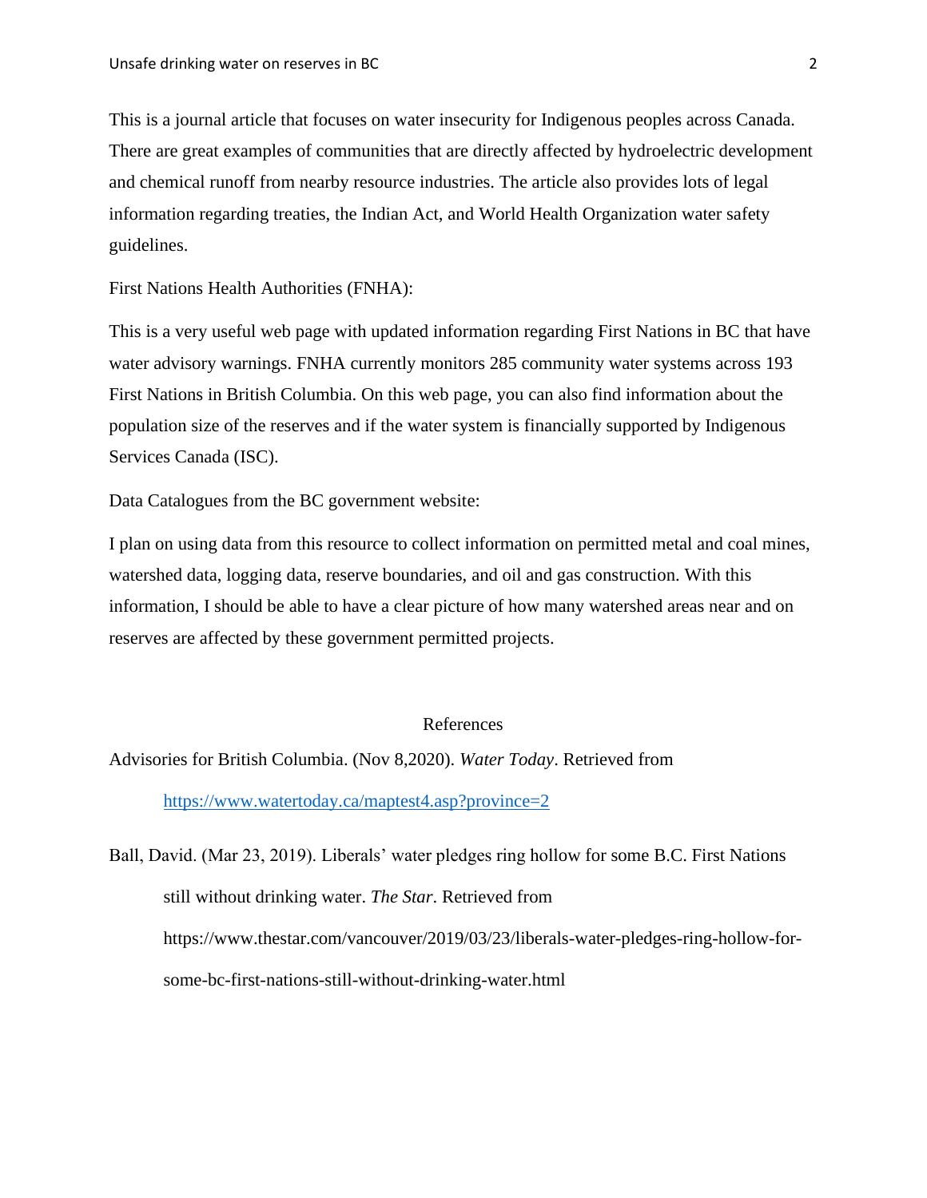This is a journal article that focuses on water insecurity for Indigenous peoples across Canada. There are great examples of communities that are directly affected by hydroelectric development and chemical runoff from nearby resource industries. The article also provides lots of legal information regarding treaties, the Indian Act, and World Health Organization water safety guidelines.

First Nations Health Authorities (FNHA):

This is a very useful web page with updated information regarding First Nations in BC that have water advisory warnings. FNHA currently monitors 285 community water systems across 193 First Nations in British Columbia. On this web page, you can also find information about the population size of the reserves and if the water system is financially supported by Indigenous Services Canada (ISC).

Data Catalogues from the BC government website:

I plan on using data from this resource to collect information on permitted metal and coal mines, watershed data, logging data, reserve boundaries, and oil and gas construction. With this information, I should be able to have a clear picture of how many watershed areas near and on reserves are affected by these government permitted projects.

## References

Advisories for British Columbia. (Nov 8,2020). *Water Today*. Retrieved from https://www.watertoday.ca/maptest4.asp?province=2

Ball, David. (Mar 23, 2019). Liberals' water pledges ring hollow for some B.C. First Nations still without drinking water. *The Star*. Retrieved from https://www.thestar.com/vancouver/2019/03/23/liberals-water-pledges-ring-hollow-for-some-bc-first-nations-still-without-drinking-water.html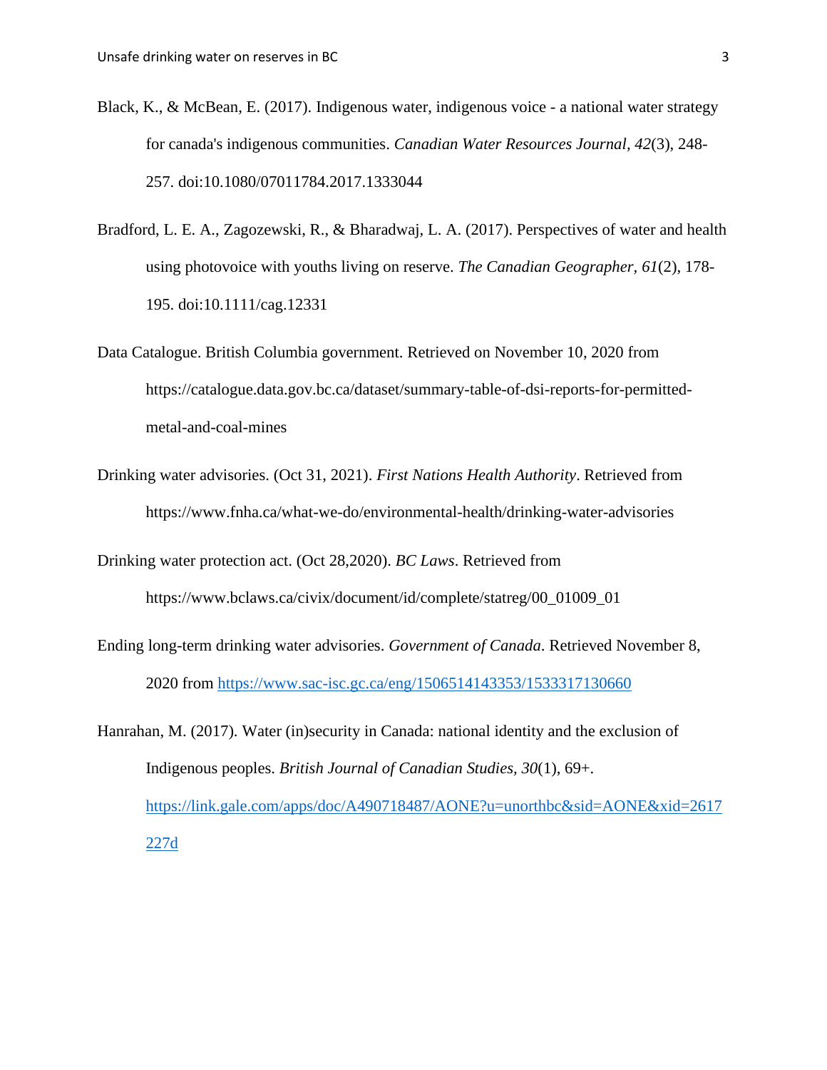Black, K., & McBean, E. (2017). Indigenous water, indigenous voice - a national water strategy for canada's indigenous communities. *Canadian Water Resources Journal, 42*(3), 248-257. doi:10.1080/07011784.2017.1333044

Bradford, L. E. A., Zagozewski, R., & Bharadwaj, L. A. (2017). Perspectives of water and health using photovoice with youths living on reserve. *The Canadian Geographer, 61*(2), 178-195. doi:10.1111/cag.12331

Data Catalogue. British Columbia government. Retrieved on November 10, 2020 from https://catalogue.data.gov.bc.ca/dataset/summary-table-of-dsi-reports-for-permitted-metal-and-coal-mines

Drinking water advisories. (Oct 31, 2021). *First Nations Health Authority*. Retrieved from https://www.fnha.ca/what-we-do/environmental-health/drinking-water-advisories

Drinking water protection act. (Oct 28,2020). *BC Laws*. Retrieved from https://www.bclaws.ca/civix/document/id/complete/statreg/00_01009_01

Ending long-term drinking water advisories. *Government of Canada*. Retrieved November 8, 2020 from https://www.sac-isc.gc.ca/eng/1506514143353/1533317130660

Hanrahan, M. (2017). Water (in)security in Canada: national identity and the exclusion of Indigenous peoples. *British Journal of Canadian Studies, 30*(1), 69+. https://link.gale.com/apps/doc/A490718487/AONE?u=unorthbc&sid=AONE&xid=2617227d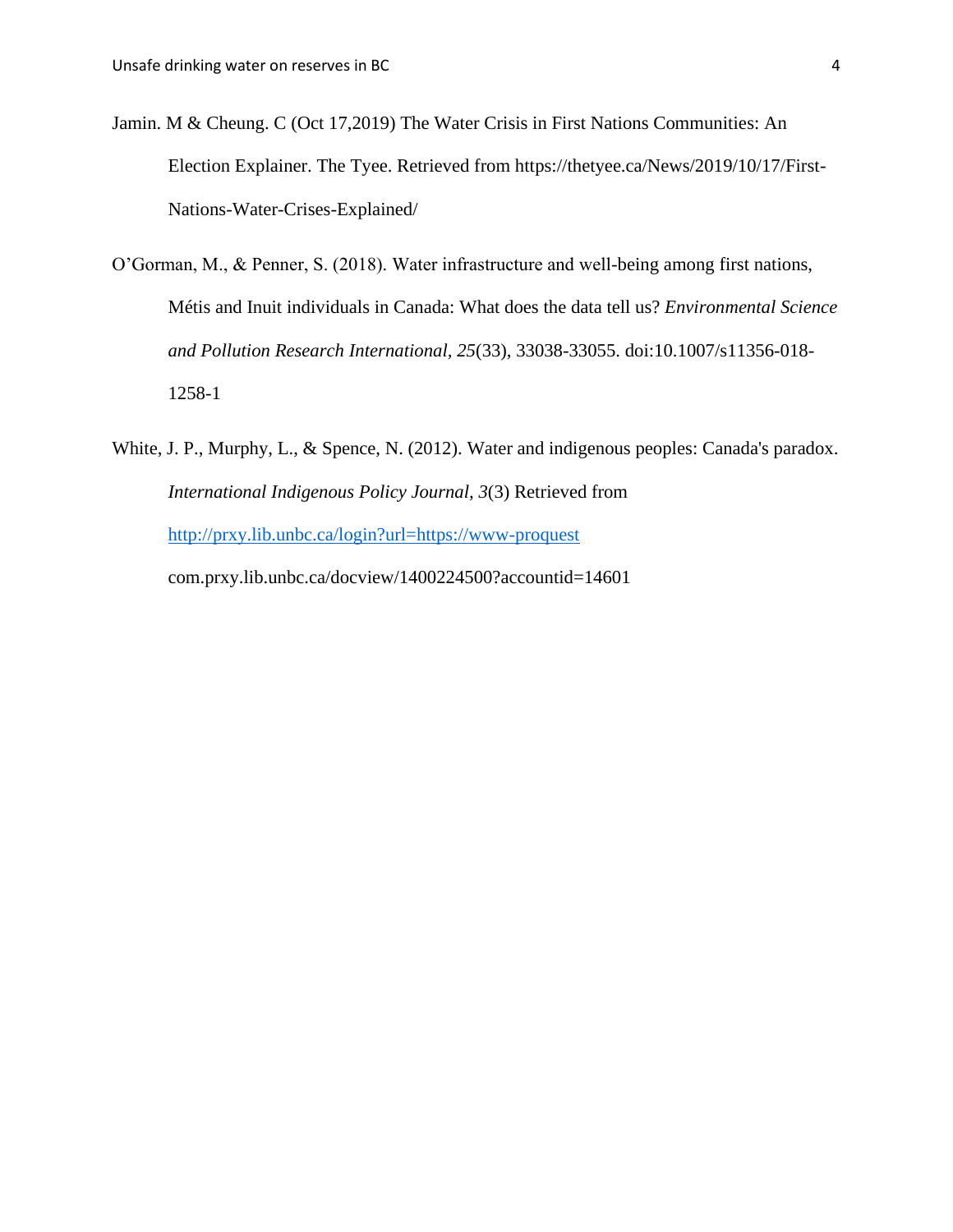Jamin. M & Cheung. C (Oct 17,2019) The Water Crisis in First Nations Communities: An Election Explainer. The Tyee. Retrieved from https://thetyee.ca/News/2019/10/17/First-Nations-Water-Crises-Explained/

O'Gorman, M., & Penner, S. (2018). Water infrastructure and well-being among first nations, Métis and Inuit individuals in Canada: What does the data tell us? *Environmental Science and Pollution Research International*, *25*(33), 33038-33055. doi:10.1007/s11356-018-1258-1

White, J. P., Murphy, L., & Spence, N. (2012). Water and indigenous peoples: Canada's paradox. *International Indigenous Policy Journal*, *3*(3) Retrieved from http://prxy.lib.unbc.ca/login?url=https://www-proquest com.prxy.lib.unbc.ca/docview/1400224500?accountid=14601